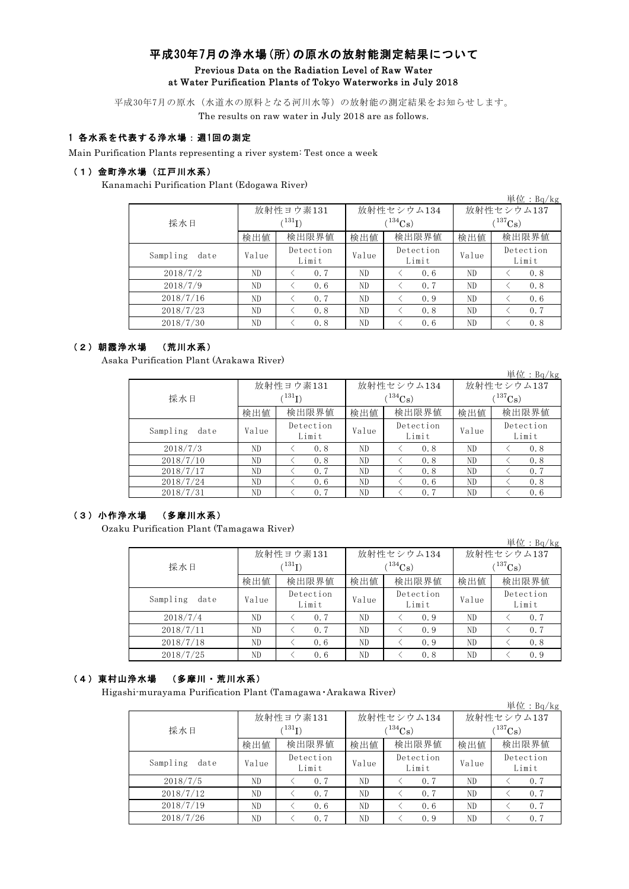# 平成30年7月の浄水場（所）の原水の放射能測定結果について

**Previous Data on the Radiation Level of Raw Water at Water Purification Plants of Tokyo Waterworks in July 2018**

平成30年7月の原水（水道水の原料となる河川水等）の放射能の測定結果をお知らせします。

The results on raw water in July 2018 are as follows.

## 1 各水系を代表する浄水場：週1回の測定

Main Purification Plants representing a river system: Test once a week

### （1）金町浄水場（江戸川水系）

Kanamachi Purification Plant (Edogawa River)

単位：Bq/kg

| 採水日 | 放射性ヨウ素131 ($^{131}I$) | | 放射性セシウム134 ($^{134}Cs$) | | 放射性セシウム137 ($^{137}Cs$) | |
|---|---|---|---|---|---|---|
| | 検出値 | 検出限界値 | 検出値 | 検出限界値 | 検出値 | 検出限界値 |
| Sampling date | Value | Detection Limit | Value | Detection Limit | Value | Detection Limit |
| 2018/7/2 | ND | ＜ 0.7 | ND | ＜ 0.6 | ND | ＜ 0.8 |
| 2018/7/9 | ND | ＜ 0.6 | ND | ＜ 0.7 | ND | ＜ 0.8 |
| 2018/7/16 | ND | ＜ 0.7 | ND | ＜ 0.9 | ND | ＜ 0.6 |
| 2018/7/23 | ND | ＜ 0.8 | ND | ＜ 0.8 | ND | ＜ 0.7 |
| 2018/7/30 | ND | ＜ 0.8 | ND | ＜ 0.6 | ND | ＜ 0.8 |

### （2）朝霞浄水場 （荒川水系）

Asaka Purification Plant (Arakawa River)

単位：Bq/kg

| 採水日 | 放射性ヨウ素131 ($^{131}I$) | | 放射性セシウム134 ($^{134}Cs$) | | 放射性セシウム137 ($^{137}Cs$) | |
|---|---|---|---|---|---|---|
| | 検出値 | 検出限界値 | 検出値 | 検出限界値 | 検出値 | 検出限界値 |
| Sampling date | Value | Detection Limit | Value | Detection Limit | Value | Detection Limit |
| 2018/7/3 | ND | ＜ 0.8 | ND | ＜ 0.8 | ND | ＜ 0.8 |
| 2018/7/10 | ND | ＜ 0.8 | ND | ＜ 0.8 | ND | ＜ 0.8 |
| 2018/7/17 | ND | ＜ 0.7 | ND | ＜ 0.8 | ND | ＜ 0.7 |
| 2018/7/24 | ND | ＜ 0.6 | ND | ＜ 0.6 | ND | ＜ 0.8 |
| 2018/7/31 | ND | ＜ 0.7 | ND | ＜ 0.7 | ND | ＜ 0.6 |

### （3）小作浄水場 （多摩川水系）

Ozaku Purification Plant (Tamagawa River)

単位：Bq/kg

| 採水日 | 放射性ヨウ素131 ($^{131}I$) | | 放射性セシウム134 ($^{134}Cs$) | | 放射性セシウム137 ($^{137}Cs$) | |
|---|---|---|---|---|---|---|
| | 検出値 | 検出限界値 | 検出値 | 検出限界値 | 検出値 | 検出限界値 |
| Sampling date | Value | Detection Limit | Value | Detection Limit | Value | Detection Limit |
| 2018/7/4 | ND | ＜ 0.7 | ND | ＜ 0.9 | ND | ＜ 0.7 |
| 2018/7/11 | ND | ＜ 0.7 | ND | ＜ 0.9 | ND | ＜ 0.7 |
| 2018/7/18 | ND | ＜ 0.6 | ND | ＜ 0.9 | ND | ＜ 0.8 |
| 2018/7/25 | ND | ＜ 0.6 | ND | ＜ 0.8 | ND | ＜ 0.9 |

### （4）東村山浄水場 （多摩川・荒川水系）

Higashi-murayama Purification Plant (Tamagawa・Arakawa River)

単位：Bq/kg

| 採水日 | 放射性ヨウ素131 ($^{131}I$) | | 放射性セシウム134 ($^{134}Cs$) | | 放射性セシウム137 ($^{137}Cs$) | |
|---|---|---|---|---|---|---|
| | 検出値 | 検出限界値 | 検出値 | 検出限界値 | 検出値 | 検出限界値 |
| Sampling date | Value | Detection Limit | Value | Detection Limit | Value | Detection Limit |
| 2018/7/5 | ND | ＜ 0.7 | ND | ＜ 0.7 | ND | ＜ 0.7 |
| 2018/7/12 | ND | ＜ 0.7 | ND | ＜ 0.7 | ND | ＜ 0.7 |
| 2018/7/19 | ND | ＜ 0.6 | ND | ＜ 0.6 | ND | ＜ 0.7 |
| 2018/7/26 | ND | ＜ 0.7 | ND | ＜ 0.9 | ND | ＜ 0.7 |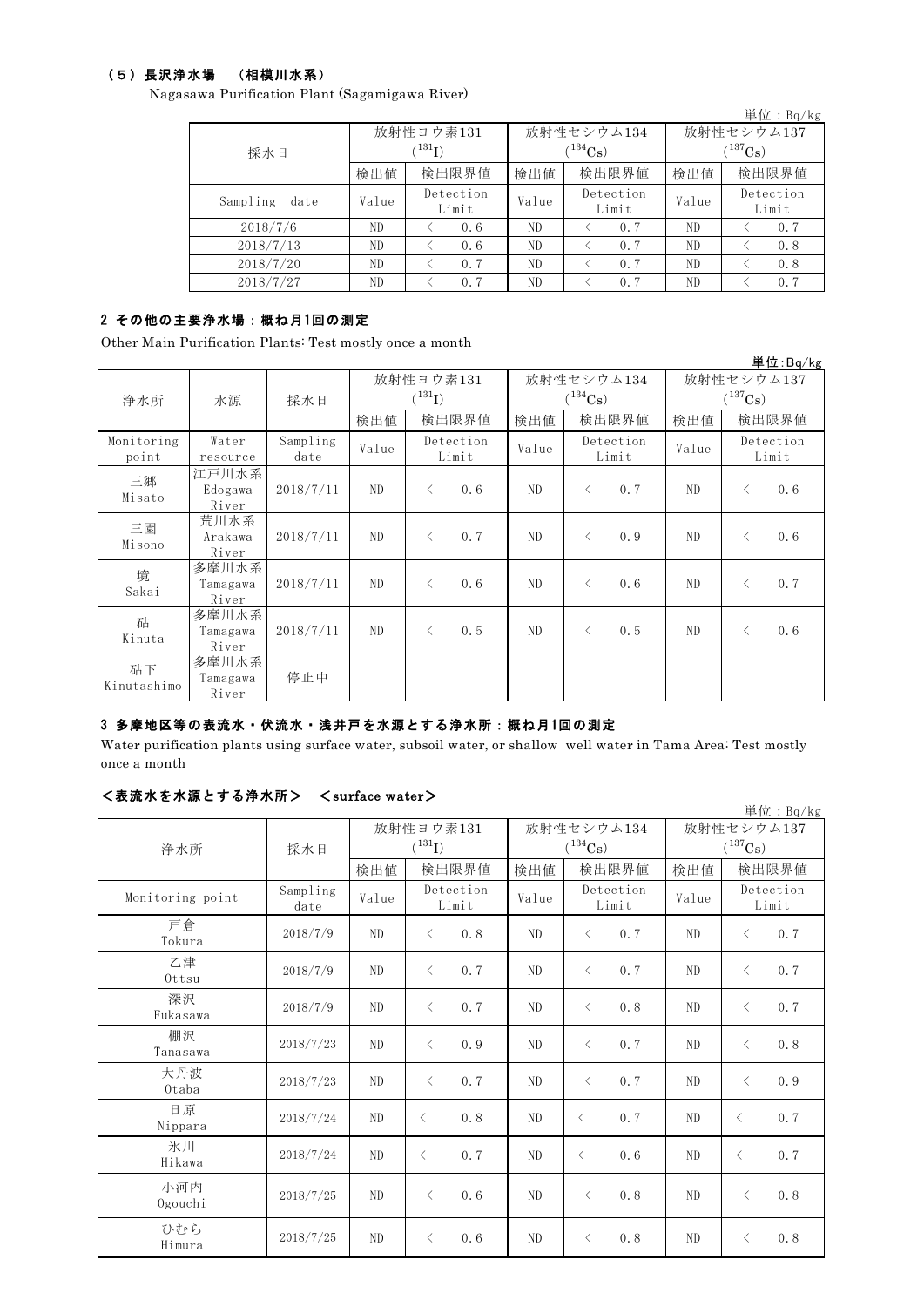### （５）長沢浄水場　（相模川水系）

Nagasawa Purification Plant (Sagamigawa River)

単位：Bq/kg

| 採水日 | 放射性ヨウ素131 ($^{131}I$) | | 放射性セシウム134 ($^{134}Cs$) | | 放射性セシウム137 ($^{137}Cs$) | |
|---|---|---|---|---|---|---|
| | 検出値 | 検出限界値 | 検出値 | 検出限界値 | 検出値 | 検出限界値 |
| Sampling date | Value | Detection Limit | Value | Detection Limit | Value | Detection Limit |
| 2018/7/6 | ND | ＜ 0.6 | ND | ＜ 0.7 | ND | ＜ 0.7 |
| 2018/7/13 | ND | ＜ 0.6 | ND | ＜ 0.7 | ND | ＜ 0.8 |
| 2018/7/20 | ND | ＜ 0.7 | ND | ＜ 0.7 | ND | ＜ 0.8 |
| 2018/7/27 | ND | ＜ 0.7 | ND | ＜ 0.7 | ND | ＜ 0.7 |

## 2 その他の主要浄水場：概ね月1回の測定

Other Main Purification Plants: Test mostly once a month

単位:Bq/kg

| 浄水所 | 水源 | 採水日 | 放射性ヨウ素131 ($^{131}I$) | | 放射性セシウム134 ($^{134}Cs$) | | 放射性セシウム137 ($^{137}Cs$) | |
|---|---|---|---|---|---|---|---|---|
| | | | 検出値 | 検出限界値 | 検出値 | 検出限界値 | 検出値 | 検出限界値 |
| Monitoring point | Water resource | Sampling date | Value | Detection Limit | Value | Detection Limit | Value | Detection Limit |
| 三郷 Misato | 江戸川水系 Edogawa River | 2018/7/11 | ND | ＜ 0.6 | ND | ＜ 0.7 | ND | ＜ 0.6 |
| 三園 Misono | 荒川水系 Arakawa River | 2018/7/11 | ND | ＜ 0.7 | ND | ＜ 0.9 | ND | ＜ 0.6 |
| 境 Sakai | 多摩川水系 Tamagawa River | 2018/7/11 | ND | ＜ 0.6 | ND | ＜ 0.6 | ND | ＜ 0.7 |
| 砧 Kinuta | 多摩川水系 Tamagawa River | 2018/7/11 | ND | ＜ 0.5 | ND | ＜ 0.5 | ND | ＜ 0.6 |
| 砧下 Kinutashimo | 多摩川水系 Tamagawa River | 停止中 | | | | | | |

## 3 多摩地区等の表流水・伏流水・浅井戸を水源とする浄水所：概ね月1回の測定

Water purification plants using surface water, subsoil water, or shallow well water in Tama Area: Test mostly once a month

### ＜表流水を水源とする浄水所＞　＜surface water＞

単位：Bq/kg

| 浄水所 | 採水日 | 放射性ヨウ素131 ($^{131}I$) | | 放射性セシウム134 ($^{134}Cs$) | | 放射性セシウム137 ($^{137}Cs$) | |
|---|---|---|---|---|---|---|---|
| | | 検出値 | 検出限界値 | 検出値 | 検出限界値 | 検出値 | 検出限界値 |
| Monitoring point | Sampling date | Value | Detection Limit | Value | Detection Limit | Value | Detection Limit |
| 戸倉 Tokura | 2018/7/9 | ND | ＜ 0.8 | ND | ＜ 0.7 | ND | ＜ 0.7 |
| 乙津 Ottsu | 2018/7/9 | ND | ＜ 0.7 | ND | ＜ 0.7 | ND | ＜ 0.7 |
| 深沢 Fukasawa | 2018/7/9 | ND | ＜ 0.7 | ND | ＜ 0.8 | ND | ＜ 0.7 |
| 棚沢 Tanasawa | 2018/7/23 | ND | ＜ 0.9 | ND | ＜ 0.7 | ND | ＜ 0.8 |
| 大丹波 Otaba | 2018/7/23 | ND | ＜ 0.7 | ND | ＜ 0.7 | ND | ＜ 0.9 |
| 日原 Nippara | 2018/7/24 | ND | ＜ 0.8 | ND | ＜ 0.7 | ND | ＜ 0.7 |
| 氷川 Hikawa | 2018/7/24 | ND | ＜ 0.7 | ND | ＜ 0.6 | ND | ＜ 0.7 |
| 小河内 Ogouchi | 2018/7/25 | ND | ＜ 0.6 | ND | ＜ 0.8 | ND | ＜ 0.8 |
| ひむら Himura | 2018/7/25 | ND | ＜ 0.6 | ND | ＜ 0.8 | ND | ＜ 0.8 |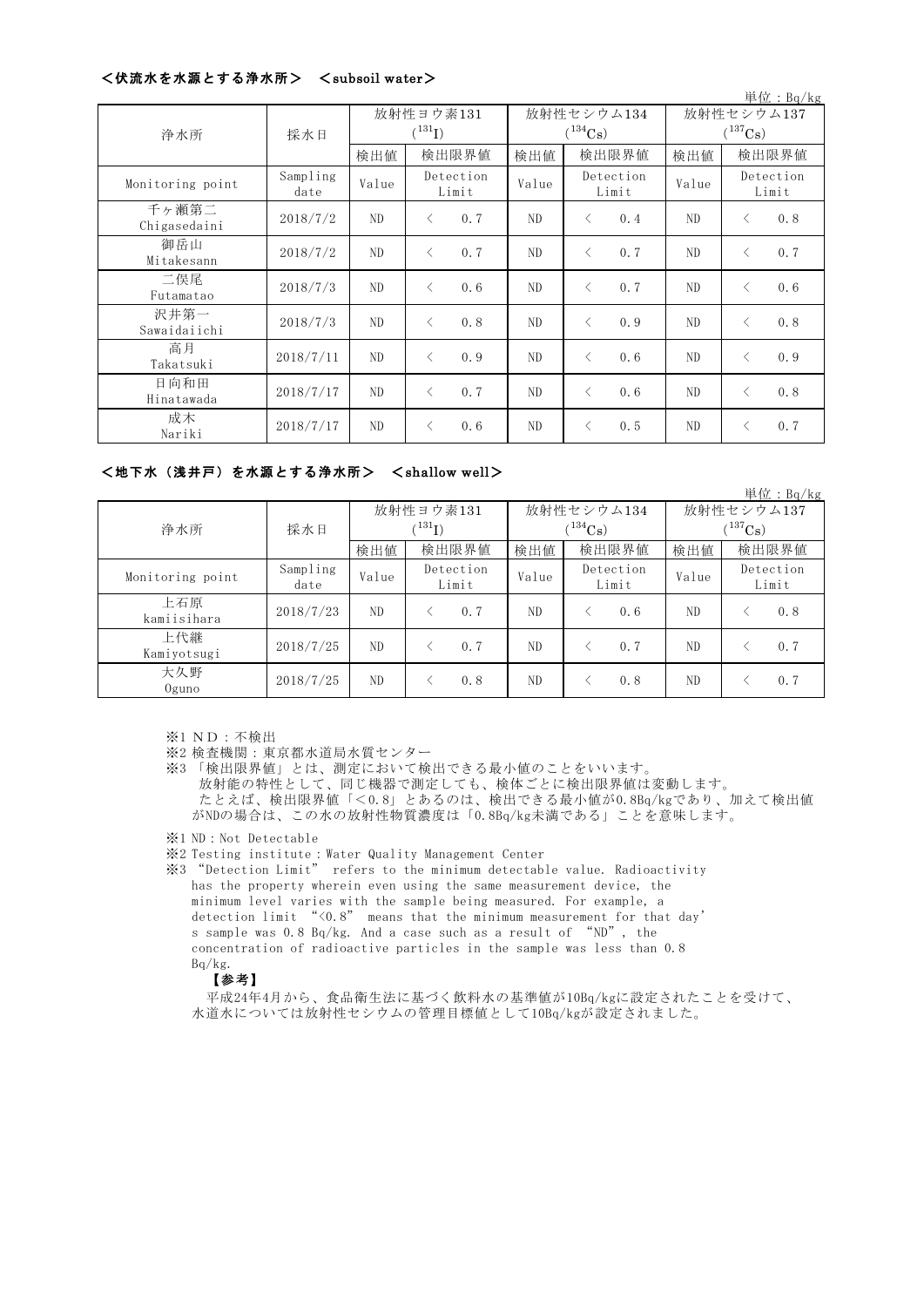## ＜伏流水を水源とする浄水所＞　＜subsoil water＞

単位：Bq/kg

| 浄水所 | 採水日 | 放射性ヨウ素131 ($^{131}I$) | | 放射性セシウム134 ($^{134}Cs$) | | 放射性セシウム137 ($^{137}Cs$) | |
|---|---|---|---|---|---|---|---|
| | | 検出値 | 検出限界値 | 検出値 | 検出限界値 | 検出値 | 検出限界値 |
| Monitoring point | Sampling date | Value | Detection Limit | Value | Detection Limit | Value | Detection Limit |
| 千ヶ瀬第二 Chigasedaini | 2018/7/2 | ND | ＜　0.7 | ND | ＜　0.4 | ND | ＜　0.8 |
| 御岳山 Mitakesann | 2018/7/2 | ND | ＜　0.7 | ND | ＜　0.7 | ND | ＜　0.7 |
| 二俣尾 Futamatao | 2018/7/3 | ND | ＜　0.6 | ND | ＜　0.7 | ND | ＜　0.6 |
| 沢井第一 Sawaidaiichi | 2018/7/3 | ND | ＜　0.8 | ND | ＜　0.9 | ND | ＜　0.8 |
| 高月 Takatsuki | 2018/7/11 | ND | ＜　0.9 | ND | ＜　0.6 | ND | ＜　0.9 |
| 日向和田 Hinatawada | 2018/7/17 | ND | ＜　0.7 | ND | ＜　0.6 | ND | ＜　0.8 |
| 成木 Nariki | 2018/7/17 | ND | ＜　0.6 | ND | ＜　0.5 | ND | ＜　0.7 |

## ＜地下水（浅井戸）を水源とする浄水所＞　＜shallow well＞

単位：Bq/kg

| 浄水所 | 採水日 | 放射性ヨウ素131 ($^{131}I$) | | 放射性セシウム134 ($^{134}Cs$) | | 放射性セシウム137 ($^{137}Cs$) | |
|---|---|---|---|---|---|---|---|
| | | 検出値 | 検出限界値 | 検出値 | 検出限界値 | 検出値 | 検出限界値 |
| Monitoring point | Sampling date | Value | Detection Limit | Value | Detection Limit | Value | Detection Limit |
| 上石原 kamiisihara | 2018/7/23 | ND | ＜　0.7 | ND | ＜　0.6 | ND | ＜　0.8 |
| 上代継 Kamiyotsugi | 2018/7/25 | ND | ＜　0.7 | ND | ＜　0.7 | ND | ＜　0.7 |
| 大久野 Oguno | 2018/7/25 | ND | ＜　0.8 | ND | ＜　0.8 | ND | ＜　0.7 |

※1 ＮＤ：不検出

※2 検査機関：東京都水道局水質センター

※3 「検出限界値」とは、測定において検出できる最小値のことをいいます。
　放射能の特性として、同じ機器で測定しても、検体ごとに検出限界値は変動します。
　たとえば、検出限界値「＜0.8」とあるのは、検出できる最小値が0.8Bq/kgであり、加えて検出値がNDの場合は、この水の放射性物質濃度は「0.8Bq/kg未満である」ことを意味します。

※1 ND：Not Detectable

※2 Testing institute：Water Quality Management Center

※3 "Detection Limit" refers to the minimum detectable value. Radioactivity has the property wherein even using the same measurement device, the minimum level varies with the sample being measured. For example, a detection limit "<0.8" means that the minimum measurement for that day's sample was 0.8 Bq/kg. And a case such as a result of "ND", the concentration of radioactive particles in the sample was less than 0.8 Bq/kg.

**【参考】**

　平成24年4月から、食品衛生法に基づく飲料水の基準値が10Bq/kgに設定されたことを受けて、水道水については放射性セシウムの管理目標値として10Bq/kgが設定されました。